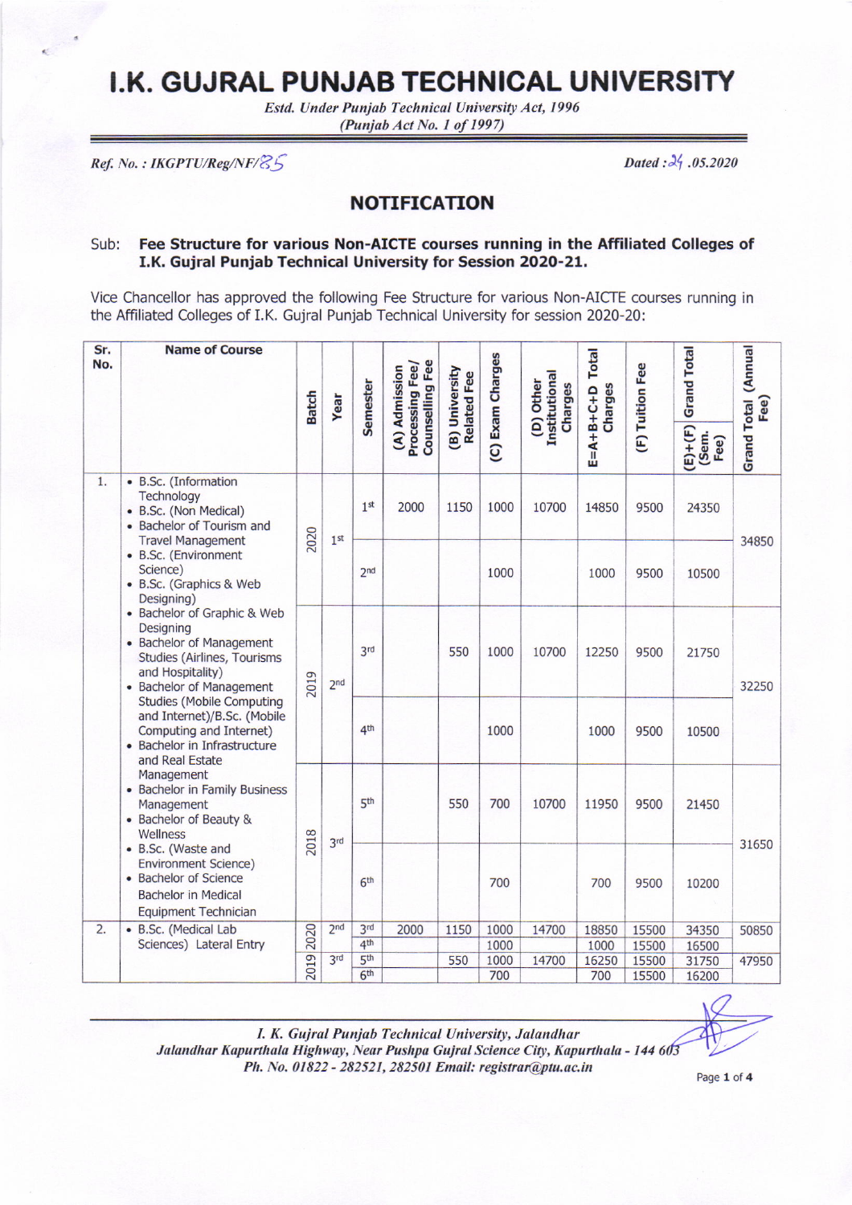# I.K. GUJRAL PUNJAB TECHNICAL UNIVERSITY

*Estd. Under Punjab Technical University Act, 1996*
*(Punjab Act No. 1 of 1997)*

*Ref. No. : IKGPTU/Reg/NF/85* *Dated : 24 .05.2020*

## NOTIFICATION

Sub: **Fee Structure for various Non-AICTE courses running in the Affiliated Colleges of I.K. Gujral Punjab Technical University for Session 2020-21.**

Vice Chancellor has approved the following Fee Structure for various Non-AICTE courses running in the Affiliated Colleges of I.K. Gujral Punjab Technical University for session 2020-20:

| Sr. No. | Name of Course | Batch | Year | Semester | (A) Admission Processing Fee/ Counselling Fee | (B) University Related Fee | (C) Exam Charges | (D) Other Institutional Charges | E=A+B+C+D Total Charges | (F) Tuition Fee | (E)+(F) Grand Total (Sem. Fee) | Grand Total (Annual Fee) |
|---|---|---|---|---|---|---|---|---|---|---|---|---|
| 1. | • B.Sc. (Information Technology • B.Sc. (Non Medical) • Bachelor of Tourism and Travel Management • B.Sc. (Environment Science) • B.Sc. (Graphics & Web Designing) • Bachelor of Graphic & Web Designing • Bachelor of Management Studies (Airlines, Tourisms and Hospitality) • Bachelor of Management Studies (Mobile Computing and Internet)/B.Sc. (Mobile Computing and Internet) • Bachelor in Infrastructure and Real Estate Management • Bachelor in Family Business Management • Bachelor of Beauty & Wellness • B.Sc. (Waste and Environment Science) • Bachelor of Science Bachelor in Medical Equipment Technician | 2020 | 1st | 1st | 2000 | 1150 | 1000 | 10700 | 14850 | 9500 | 24350 | 34850 |
| | | | | 2nd | | | 1000 | | 1000 | 9500 | 10500 | |
| | | 2019 | 2nd | 3rd | | 550 | 1000 | 10700 | 12250 | 9500 | 21750 | 32250 |
| | | | | 4th | | | 1000 | | 1000 | 9500 | 10500 | |
| | | 2018 | 3rd | 5th | | 550 | 700 | 10700 | 11950 | 9500 | 21450 | 31650 |
| | | | | 6th | | | 700 | | 700 | 9500 | 10200 | |
| 2. | • B.Sc. (Medical Lab Sciences) Lateral Entry | 2020 | 2nd | 3rd | 2000 | 1150 | 1000 | 14700 | 18850 | 15500 | 34350 | 50850 |
| | | | | 4th | | | 1000 | | 1000 | 15500 | 16500 | |
| | | 2019 | 3rd | 5th | | 550 | 1000 | 14700 | 16250 | 15500 | 31750 | 47950 |
| | | | | 6th | | | 700 | | 700 | 15500 | 16200 | |

*I. K. Gujral Punjab Technical University, Jalandhar*
*Jalandhar Kapurthala Highway, Near Pushpa Gujral Science City, Kapurthala - 144 603*
*Ph. No. 01822 - 282521, 282501 Email: registrar@ptu.ac.in*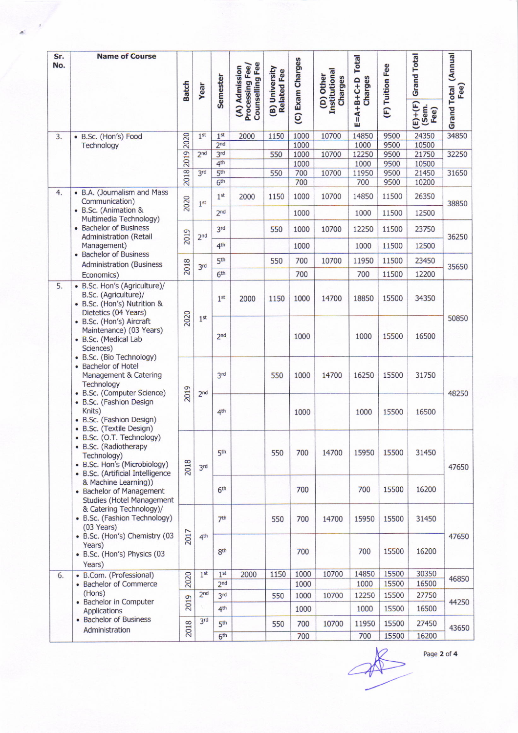| Sr. No. | Name of Course | Batch | Year | Semester | (A) Admission Processing Fee/ Counselling Fee | (B) University Related Fee | (C) Exam Charges | (D) Other Institutional Charges | E=A+B+C+D Total Charges | (F) Tuition Fee | Grand Total (E)+(F) (Sem. Fee) | Grand Total (Annual Fee) |
|---|---|---|---|---|---|---|---|---|---|---|---|---|
| 3. | • B.Sc. (Hon's) Food Technology | 2020 | 1st | 1st | 2000 | 1150 | 1000 | 10700 | 14850 | 9500 | 24350 | 34850 |
| | | | | 2nd | | | 1000 | | 1000 | 9500 | 10500 | |
| | | 2019 | 2nd | 3rd | | 550 | 1000 | 10700 | 12250 | 9500 | 21750 | 32250 |
| | | | | 4th | | | 1000 | | 1000 | 9500 | 10500 | |
| | | 2018 | 3rd | 5th | | 550 | 700 | 10700 | 11950 | 9500 | 21450 | 31650 |
| | | | | 6th | | | 700 | | 700 | 9500 | 10200 | |
| 4. | • B.A. (Journalism and Mass Communication)<br>• B.Sc. (Animation & Multimedia Technology)<br>• Bachelor of Business Administration (Retail Management)<br>• Bachelor of Business Administration (Business Economics) | 2020 | 1st | 1st | 2000 | 1150 | 1000 | 10700 | 14850 | 11500 | 26350 | 38850 |
| | | | | 2nd | | | 1000 | | 1000 | 11500 | 12500 | |
| | | 2019 | 2nd | 3rd | | 550 | 1000 | 10700 | 12250 | 11500 | 23750 | 36250 |
| | | | | 4th | | | 1000 | | 1000 | 11500 | 12500 | |
| | | 2018 | 3rd | 5th | | 550 | 700 | 10700 | 11950 | 11500 | 23450 | 35650 |
| | | | | 6th | | | 700 | | 700 | 11500 | 12200 | |
| 5. | • B.Sc. Hon's (Agriculture)/ B.Sc. (Agriculture)/<br>• B.Sc. (Hon's) Nutrition & Dietetics (04 Years)<br>• B.Sc. (Hon's) Aircraft Maintenance) (03 Years)<br>• B.Sc. (Medical Lab Sciences)<br>• B.Sc. (Bio Technology)<br>• Bachelor of Hotel Management & Catering Technology<br>• B.Sc. (Computer Science)<br>• B.Sc. (Fashion Design Knits)<br>• B.Sc. (Fashion Design)<br>• B.Sc. (Textile Design)<br>• B.Sc. (O.T. Technology)<br>• B.Sc. (Radiotherapy Technology)<br>• B.Sc. Hon's (Microbiology)<br>• B.Sc. (Artificial Intelligence & Machine Learning))<br>• Bachelor of Management Studies (Hotel Management & Catering Technology)/<br>• B.Sc. (Fashion Technology) (03 Years)<br>• B.Sc. (Hon's) Chemistry (03 Years)<br>• B.Sc. (Hon's) Physics (03 Years) | 2020 | 1st | 1st | 2000 | 1150 | 1000 | 14700 | 18850 | 15500 | 34350 | 50850 |
| | | | | 2nd | | | 1000 | | 1000 | 15500 | 16500 | |
| | | 2019 | 2nd | 3rd | | 550 | 1000 | 14700 | 16250 | 15500 | 31750 | 48250 |
| | | | | 4th | | | 1000 | | 1000 | 15500 | 16500 | |
| | | 2018 | 3rd | 5th | | 550 | 700 | 14700 | 15950 | 15500 | 31450 | 47650 |
| | | | | 6th | | | 700 | | 700 | 15500 | 16200 | |
| | | 2017 | 4th | 7th | | 550 | 700 | 14700 | 15950 | 15500 | 31450 | 47650 |
| | | | | 8th | | | 700 | | 700 | 15500 | 16200 | |
| 6. | • B.Com. (Professional)<br>• Bachelor of Commerce (Hons)<br>• Bachelor in Computer Applications<br>• Bachelor of Business Administration | 2020 | 1st | 1st | 2000 | 1150 | 1000 | 10700 | 14850 | 15500 | 30350 | 46850 |
| | | | | 2nd | | | 1000 | | 1000 | 15500 | 16500 | |
| | | 2019 | 2nd | 3rd | | 550 | 1000 | 10700 | 12250 | 15500 | 27750 | 44250 |
| | | | | 4th | | | 1000 | | 1000 | 15500 | 16500 | |
| | | 2018 | 3rd | 5th | | 550 | 700 | 10700 | 11950 | 15500 | 27450 | 43650 |
| | | | | 6th | | | 700 | | 700 | 15500 | 16200 | |